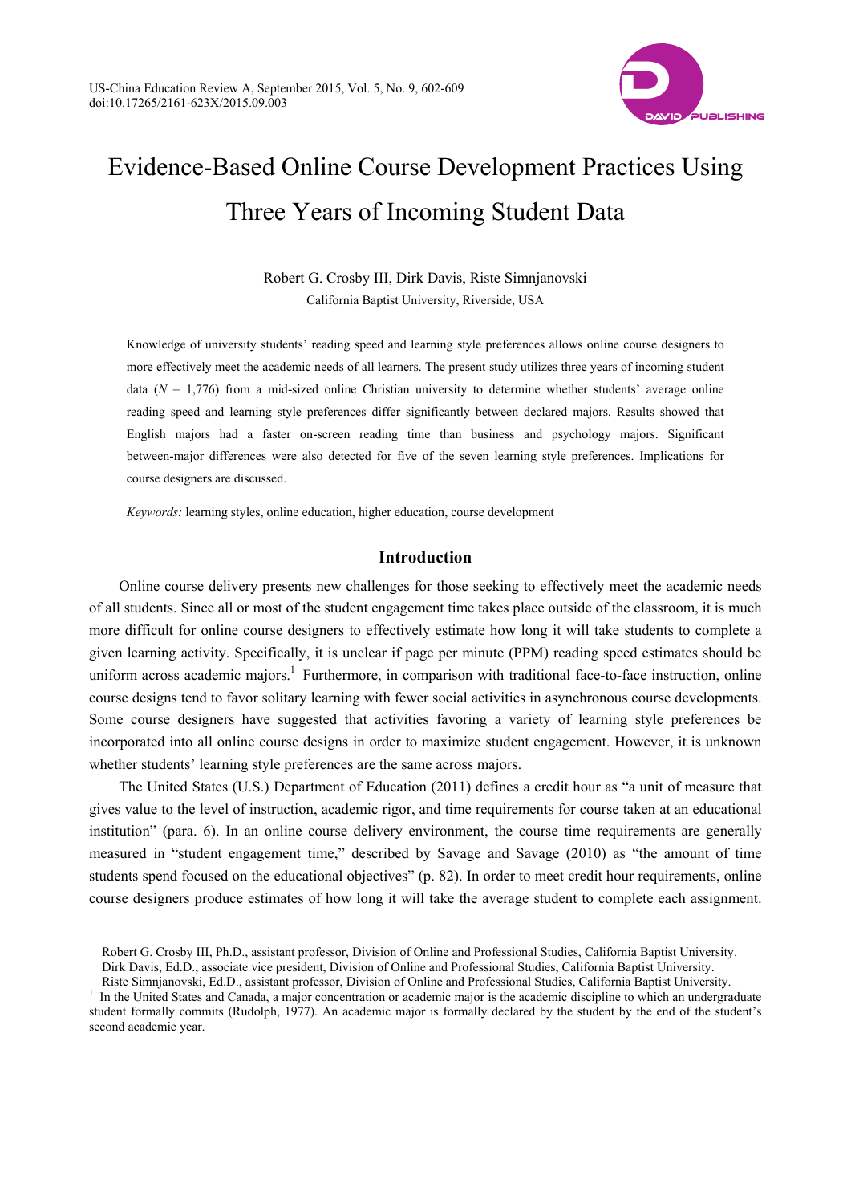# Evidence-Based Online Course Development Practices Using Three Years of Incoming Student Data

Robert G. Crosby III, Dirk Davis, Riste Simnjanovski

California Baptist University, Riverside, USA

Knowledge of university students' reading speed and learning style preferences allows online course designers to more effectively meet the academic needs of all learners. The present study utilizes three years of incoming student data ($N$ = 1,776) from a mid-sized online Christian university to determine whether students' average online reading speed and learning style preferences differ significantly between declared majors. Results showed that English majors had a faster on-screen reading time than business and psychology majors. Significant between-major differences were also detected for five of the seven learning style preferences. Implications for course designers are discussed.

*Keywords:* learning styles, online education, higher education, course development

## Introduction

Online course delivery presents new challenges for those seeking to effectively meet the academic needs of all students. Since all or most of the student engagement time takes place outside of the classroom, it is much more difficult for online course designers to effectively estimate how long it will take students to complete a given learning activity. Specifically, it is unclear if page per minute (PPM) reading speed estimates should be uniform across academic majors.[1] Furthermore, in comparison with traditional face-to-face instruction, online course designs tend to favor solitary learning with fewer social activities in asynchronous course developments. Some course designers have suggested that activities favoring a variety of learning style preferences be incorporated into all online course designs in order to maximize student engagement. However, it is unknown whether students' learning style preferences are the same across majors.

The United States (U.S.) Department of Education (2011) defines a credit hour as "a unit of measure that gives value to the level of instruction, academic rigor, and time requirements for course taken at an educational institution" (para. 6). In an online course delivery environment, the course time requirements are generally measured in "student engagement time," described by Savage and Savage (2010) as "the amount of time students spend focused on the educational objectives" (p. 82). In order to meet credit hour requirements, online course designers produce estimates of how long it will take the average student to complete each assignment.

---

Robert G. Crosby III, Ph.D., assistant professor, Division of Online and Professional Studies, California Baptist University.
Dirk Davis, Ed.D., associate vice president, Division of Online and Professional Studies, California Baptist University.
Riste Simnjanovski, Ed.D., assistant professor, Division of Online and Professional Studies, California Baptist University.

[1] In the United States and Canada, a major concentration or academic major is the academic discipline to which an undergraduate student formally commits (Rudolph, 1977). An academic major is formally declared by the student by the end of the student's second academic year.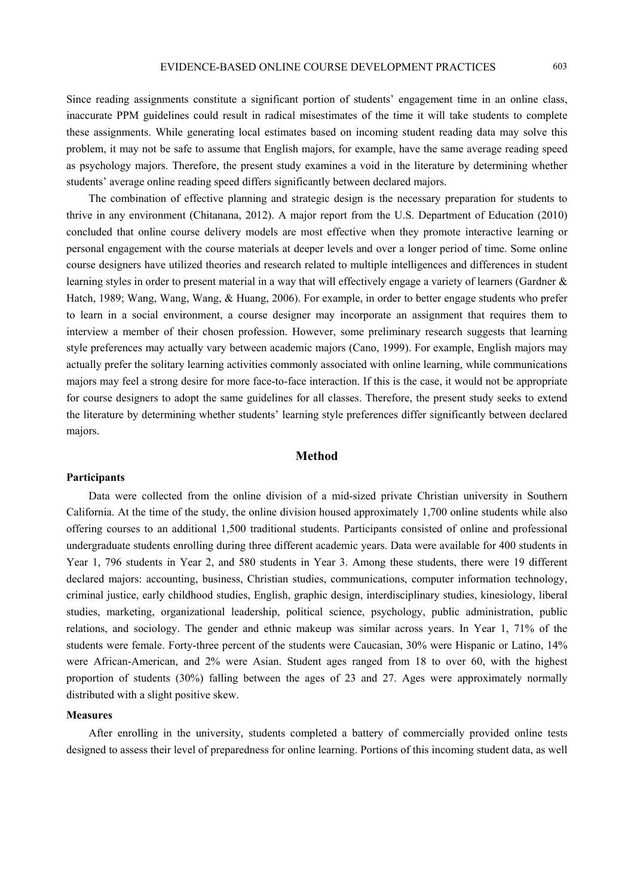Since reading assignments constitute a significant portion of students' engagement time in an online class, inaccurate PPM guidelines could result in radical misestimates of the time it will take students to complete these assignments. While generating local estimates based on incoming student reading data may solve this problem, it may not be safe to assume that English majors, for example, have the same average reading speed as psychology majors. Therefore, the present study examines a void in the literature by determining whether students' average online reading speed differs significantly between declared majors.

The combination of effective planning and strategic design is the necessary preparation for students to thrive in any environment (Chitanana, 2012). A major report from the U.S. Department of Education (2010) concluded that online course delivery models are most effective when they promote interactive learning or personal engagement with the course materials at deeper levels and over a longer period of time. Some online course designers have utilized theories and research related to multiple intelligences and differences in student learning styles in order to present material in a way that will effectively engage a variety of learners (Gardner & Hatch, 1989; Wang, Wang, Wang, & Huang, 2006). For example, in order to better engage students who prefer to learn in a social environment, a course designer may incorporate an assignment that requires them to interview a member of their chosen profession. However, some preliminary research suggests that learning style preferences may actually vary between academic majors (Cano, 1999). For example, English majors may actually prefer the solitary learning activities commonly associated with online learning, while communications majors may feel a strong desire for more face-to-face interaction. If this is the case, it would not be appropriate for course designers to adopt the same guidelines for all classes. Therefore, the present study seeks to extend the literature by determining whether students' learning style preferences differ significantly between declared majors.

## Method

### Participants

Data were collected from the online division of a mid-sized private Christian university in Southern California. At the time of the study, the online division housed approximately 1,700 online students while also offering courses to an additional 1,500 traditional students. Participants consisted of online and professional undergraduate students enrolling during three different academic years. Data were available for 400 students in Year 1, 796 students in Year 2, and 580 students in Year 3. Among these students, there were 19 different declared majors: accounting, business, Christian studies, communications, computer information technology, criminal justice, early childhood studies, English, graphic design, interdisciplinary studies, kinesiology, liberal studies, marketing, organizational leadership, political science, psychology, public administration, public relations, and sociology. The gender and ethnic makeup was similar across years. In Year 1, 71% of the students were female. Forty-three percent of the students were Caucasian, 30% were Hispanic or Latino, 14% were African-American, and 2% were Asian. Student ages ranged from 18 to over 60, with the highest proportion of students (30%) falling between the ages of 23 and 27. Ages were approximately normally distributed with a slight positive skew.

### Measures

After enrolling in the university, students completed a battery of commercially provided online tests designed to assess their level of preparedness for online learning. Portions of this incoming student data, as well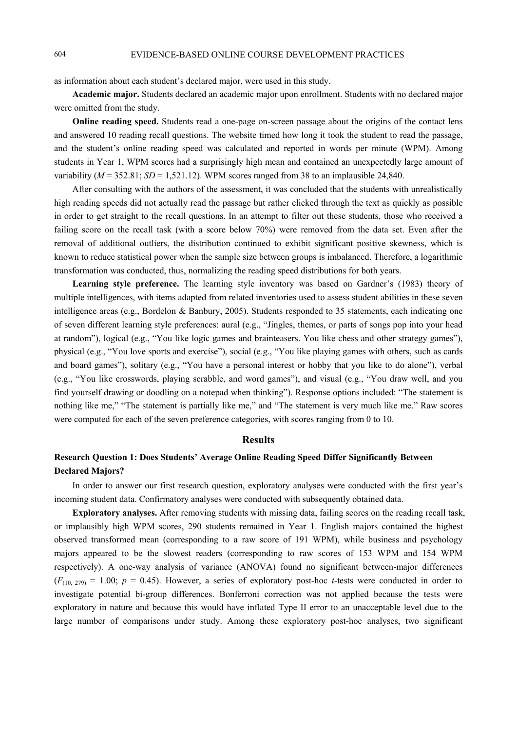as information about each student's declared major, were used in this study.

**Academic major.** Students declared an academic major upon enrollment. Students with no declared major were omitted from the study.

**Online reading speed.** Students read a one-page on-screen passage about the origins of the contact lens and answered 10 reading recall questions. The website timed how long it took the student to read the passage, and the student's online reading speed was calculated and reported in words per minute (WPM). Among students in Year 1, WPM scores had a surprisingly high mean and contained an unexpectedly large amount of variability ($M = 352.81$; $SD = 1,521.12$). WPM scores ranged from 38 to an implausible 24,840.

After consulting with the authors of the assessment, it was concluded that the students with unrealistically high reading speeds did not actually read the passage but rather clicked through the text as quickly as possible in order to get straight to the recall questions. In an attempt to filter out these students, those who received a failing score on the recall task (with a score below 70%) were removed from the data set. Even after the removal of additional outliers, the distribution continued to exhibit significant positive skewness, which is known to reduce statistical power when the sample size between groups is imbalanced. Therefore, a logarithmic transformation was conducted, thus, normalizing the reading speed distributions for both years.

**Learning style preference.** The learning style inventory was based on Gardner's (1983) theory of multiple intelligences, with items adapted from related inventories used to assess student abilities in these seven intelligence areas (e.g., Bordelon & Banbury, 2005). Students responded to 35 statements, each indicating one of seven different learning style preferences: aural (e.g., "Jingles, themes, or parts of songs pop into your head at random"), logical (e.g., "You like logic games and brainteasers. You like chess and other strategy games"), physical (e.g., "You love sports and exercise"), social (e.g., "You like playing games with others, such as cards and board games"), solitary (e.g., "You have a personal interest or hobby that you like to do alone"), verbal (e.g., "You like crosswords, playing scrabble, and word games"), and visual (e.g., "You draw well, and you find yourself drawing or doodling on a notepad when thinking"). Response options included: "The statement is nothing like me," "The statement is partially like me," and "The statement is very much like me." Raw scores were computed for each of the seven preference categories, with scores ranging from 0 to 10.

## Results

### Research Question 1: Does Students' Average Online Reading Speed Differ Significantly Between Declared Majors?

In order to answer our first research question, exploratory analyses were conducted with the first year's incoming student data. Confirmatory analyses were conducted with subsequently obtained data.

**Exploratory analyses.** After removing students with missing data, failing scores on the reading recall task, or implausibly high WPM scores, 290 students remained in Year 1. English majors contained the highest observed transformed mean (corresponding to a raw score of 191 WPM), while business and psychology majors appeared to be the slowest readers (corresponding to raw scores of 153 WPM and 154 WPM respectively). A one-way analysis of variance (ANOVA) found no significant between-major differences ($F_{(10, 279)} = 1.00$; $p = 0.45$). However, a series of exploratory post-hoc *t*-tests were conducted in order to investigate potential bi-group differences. Bonferroni correction was not applied because the tests were exploratory in nature and because this would have inflated Type II error to an unacceptable level due to the large number of comparisons under study. Among these exploratory post-hoc analyses, two significant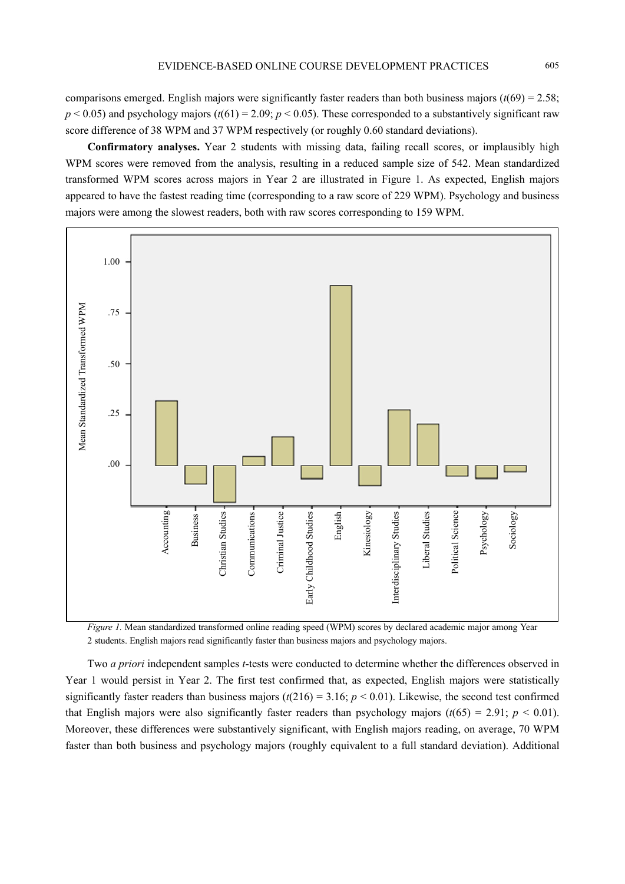comparisons emerged. English majors were significantly faster readers than both business majors ($t(69) = 2.58$; $p < 0.05$) and psychology majors ($t(61) = 2.09$; $p < 0.05$). These corresponded to a substantively significant raw score difference of 38 WPM and 37 WPM respectively (or roughly 0.60 standard deviations).

**Confirmatory analyses.** Year 2 students with missing data, failing recall scores, or implausibly high WPM scores were removed from the analysis, resulting in a reduced sample size of 542. Mean standardized transformed WPM scores across majors in Year 2 are illustrated in Figure 1. As expected, English majors appeared to have the fastest reading time (corresponding to a raw score of 229 WPM). Psychology and business majors were among the slowest readers, both with raw scores corresponding to 159 WPM.

*Figure 1.* Mean standardized transformed online reading speed (WPM) scores by declared academic major among Year 2 students. English majors read significantly faster than business majors and psychology majors.

Two *a priori* independent samples *t*-tests were conducted to determine whether the differences observed in Year 1 would persist in Year 2. The first test confirmed that, as expected, English majors were statistically significantly faster readers than business majors ($t(216) = 3.16$; $p < 0.01$). Likewise, the second test confirmed that English majors were also significantly faster readers than psychology majors ($t(65) = 2.91$; $p < 0.01$). Moreover, these differences were substantively significant, with English majors reading, on average, 70 WPM faster than both business and psychology majors (roughly equivalent to a full standard deviation). Additional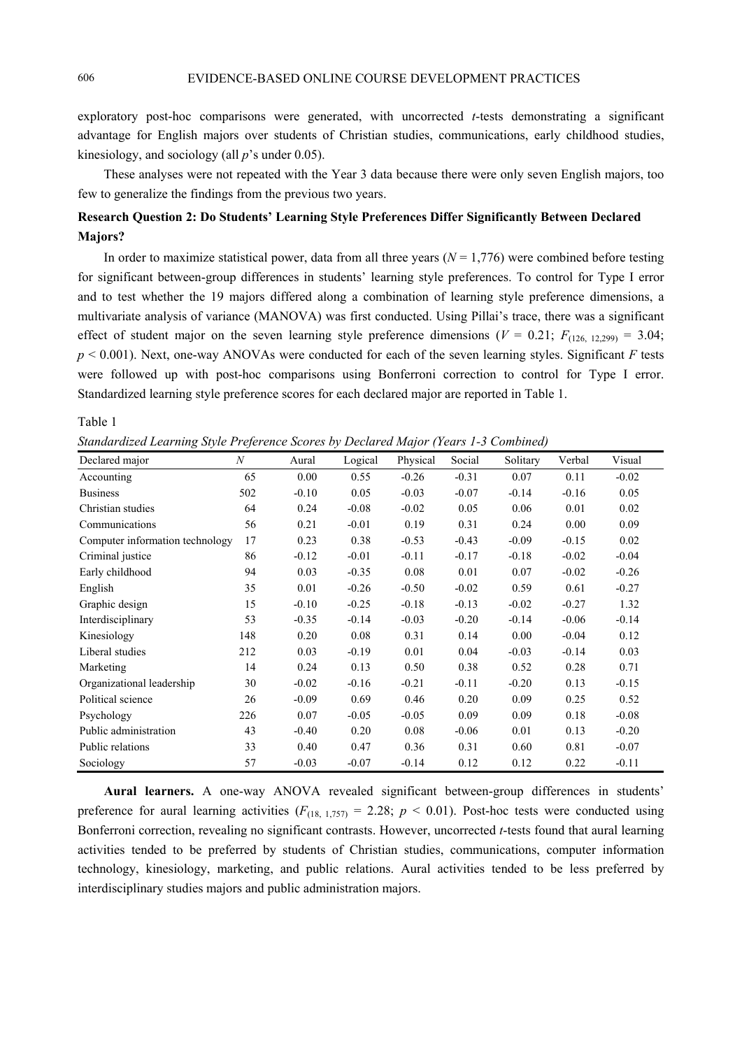exploratory post-hoc comparisons were generated, with uncorrected *t*-tests demonstrating a significant advantage for English majors over students of Christian studies, communications, early childhood studies, kinesiology, and sociology (all *p*'s under 0.05).

These analyses were not repeated with the Year 3 data because there were only seven English majors, too few to generalize the findings from the previous two years.

### Research Question 2: Do Students' Learning Style Preferences Differ Significantly Between Declared Majors?

In order to maximize statistical power, data from all three years ($N = 1{,}776$) were combined before testing for significant between-group differences in students' learning style preferences. To control for Type I error and to test whether the 19 majors differed along a combination of learning style preference dimensions, a multivariate analysis of variance (MANOVA) was first conducted. Using Pillai's trace, there was a significant effect of student major on the seven learning style preference dimensions ($V = 0.21$; $F_{(126,\ 12{,}299)} = 3.04$; $p < 0.001$). Next, one-way ANOVAs were conducted for each of the seven learning styles. Significant *F* tests were followed up with post-hoc comparisons using Bonferroni correction to control for Type I error. Standardized learning style preference scores for each declared major are reported in Table 1.

Table 1

*Standardized Learning Style Preference Scores by Declared Major (Years 1-3 Combined)*

| Declared major | *N* | Aural | Logical | Physical | Social | Solitary | Verbal | Visual |
|---|---|---|---|---|---|---|---|---|
| Accounting | 65 | 0.00 | 0.55 | -0.26 | -0.31 | 0.07 | 0.11 | -0.02 |
| Business | 502 | -0.10 | 0.05 | -0.03 | -0.07 | -0.14 | -0.16 | 0.05 |
| Christian studies | 64 | 0.24 | -0.08 | -0.02 | 0.05 | 0.06 | 0.01 | 0.02 |
| Communications | 56 | 0.21 | -0.01 | 0.19 | 0.31 | 0.24 | 0.00 | 0.09 |
| Computer information technology | 17 | 0.23 | 0.38 | -0.53 | -0.43 | -0.09 | -0.15 | 0.02 |
| Criminal justice | 86 | -0.12 | -0.01 | -0.11 | -0.17 | -0.18 | -0.02 | -0.04 |
| Early childhood | 94 | 0.03 | -0.35 | 0.08 | 0.01 | 0.07 | -0.02 | -0.26 |
| English | 35 | 0.01 | -0.26 | -0.50 | -0.02 | 0.59 | 0.61 | -0.27 |
| Graphic design | 15 | -0.10 | -0.25 | -0.18 | -0.13 | -0.02 | -0.27 | 1.32 |
| Interdisciplinary | 53 | -0.35 | -0.14 | -0.03 | -0.20 | -0.14 | -0.06 | -0.14 |
| Kinesiology | 148 | 0.20 | 0.08 | 0.31 | 0.14 | 0.00 | -0.04 | 0.12 |
| Liberal studies | 212 | 0.03 | -0.19 | 0.01 | 0.04 | -0.03 | -0.14 | 0.03 |
| Marketing | 14 | 0.24 | 0.13 | 0.50 | 0.38 | 0.52 | 0.28 | 0.71 |
| Organizational leadership | 30 | -0.02 | -0.16 | -0.21 | -0.11 | -0.20 | 0.13 | -0.15 |
| Political science | 26 | -0.09 | 0.69 | 0.46 | 0.20 | 0.09 | 0.25 | 0.52 |
| Psychology | 226 | 0.07 | -0.05 | -0.05 | 0.09 | 0.09 | 0.18 | -0.08 |
| Public administration | 43 | -0.40 | 0.20 | 0.08 | -0.06 | 0.01 | 0.13 | -0.20 |
| Public relations | 33 | 0.40 | 0.47 | 0.36 | 0.31 | 0.60 | 0.81 | -0.07 |
| Sociology | 57 | -0.03 | -0.07 | -0.14 | 0.12 | 0.12 | 0.22 | -0.11 |

**Aural learners.** A one-way ANOVA revealed significant between-group differences in students' preference for aural learning activities ($F_{(18,\ 1{,}757)} = 2.28$; $p < 0.01$). Post-hoc tests were conducted using Bonferroni correction, revealing no significant contrasts. However, uncorrected *t*-tests found that aural learning activities tended to be preferred by students of Christian studies, communications, computer information technology, kinesiology, marketing, and public relations. Aural activities tended to be less preferred by interdisciplinary studies majors and public administration majors.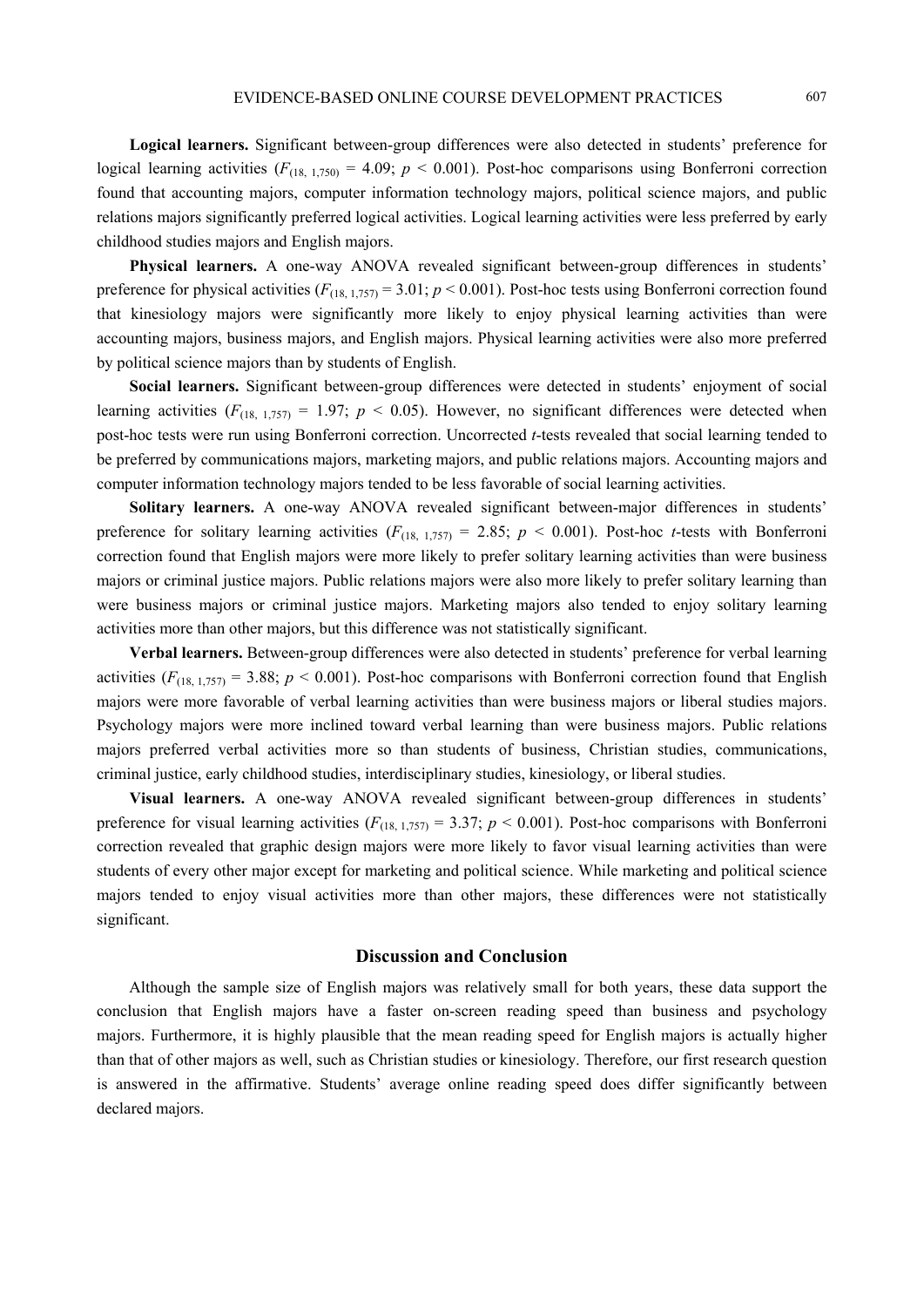**Logical learners.** Significant between-group differences were also detected in students' preference for logical learning activities ($F_{(18, 1,750)} = 4.09$; $p < 0.001$). Post-hoc comparisons using Bonferroni correction found that accounting majors, computer information technology majors, political science majors, and public relations majors significantly preferred logical activities. Logical learning activities were less preferred by early childhood studies majors and English majors.

**Physical learners.** A one-way ANOVA revealed significant between-group differences in students' preference for physical activities ($F_{(18, 1,757)} = 3.01$; $p < 0.001$). Post-hoc tests using Bonferroni correction found that kinesiology majors were significantly more likely to enjoy physical learning activities than were accounting majors, business majors, and English majors. Physical learning activities were also more preferred by political science majors than by students of English.

**Social learners.** Significant between-group differences were detected in students' enjoyment of social learning activities ($F_{(18, 1,757)} = 1.97$; $p < 0.05$). However, no significant differences were detected when post-hoc tests were run using Bonferroni correction. Uncorrected *t*-tests revealed that social learning tended to be preferred by communications majors, marketing majors, and public relations majors. Accounting majors and computer information technology majors tended to be less favorable of social learning activities.

**Solitary learners.** A one-way ANOVA revealed significant between-major differences in students' preference for solitary learning activities ($F_{(18, 1,757)} = 2.85$; $p < 0.001$). Post-hoc *t*-tests with Bonferroni correction found that English majors were more likely to prefer solitary learning activities than were business majors or criminal justice majors. Public relations majors were also more likely to prefer solitary learning than were business majors or criminal justice majors. Marketing majors also tended to enjoy solitary learning activities more than other majors, but this difference was not statistically significant.

**Verbal learners.** Between-group differences were also detected in students' preference for verbal learning activities ($F_{(18, 1,757)} = 3.88$; $p < 0.001$). Post-hoc comparisons with Bonferroni correction found that English majors were more favorable of verbal learning activities than were business majors or liberal studies majors. Psychology majors were more inclined toward verbal learning than were business majors. Public relations majors preferred verbal activities more so than students of business, Christian studies, communications, criminal justice, early childhood studies, interdisciplinary studies, kinesiology, or liberal studies.

**Visual learners.** A one-way ANOVA revealed significant between-group differences in students' preference for visual learning activities ($F_{(18, 1,757)} = 3.37$; $p < 0.001$). Post-hoc comparisons with Bonferroni correction revealed that graphic design majors were more likely to favor visual learning activities than were students of every other major except for marketing and political science. While marketing and political science majors tended to enjoy visual activities more than other majors, these differences were not statistically significant.

## Discussion and Conclusion

Although the sample size of English majors was relatively small for both years, these data support the conclusion that English majors have a faster on-screen reading speed than business and psychology majors. Furthermore, it is highly plausible that the mean reading speed for English majors is actually higher than that of other majors as well, such as Christian studies or kinesiology. Therefore, our first research question is answered in the affirmative. Students' average online reading speed does differ significantly between declared majors.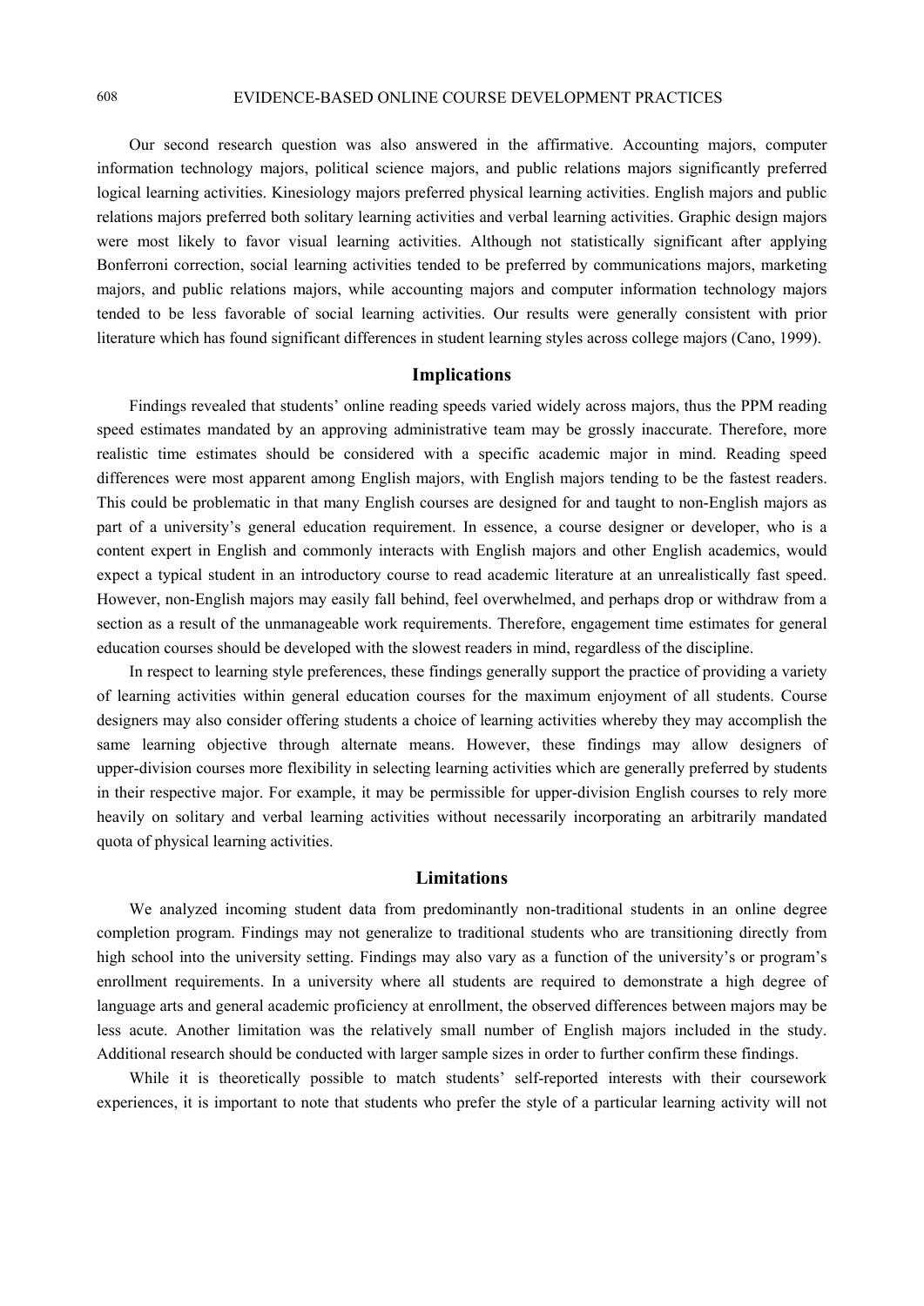Our second research question was also answered in the affirmative. Accounting majors, computer information technology majors, political science majors, and public relations majors significantly preferred logical learning activities. Kinesiology majors preferred physical learning activities. English majors and public relations majors preferred both solitary learning activities and verbal learning activities. Graphic design majors were most likely to favor visual learning activities. Although not statistically significant after applying Bonferroni correction, social learning activities tended to be preferred by communications majors, marketing majors, and public relations majors, while accounting majors and computer information technology majors tended to be less favorable of social learning activities. Our results were generally consistent with prior literature which has found significant differences in student learning styles across college majors (Cano, 1999).

## Implications

Findings revealed that students' online reading speeds varied widely across majors, thus the PPM reading speed estimates mandated by an approving administrative team may be grossly inaccurate. Therefore, more realistic time estimates should be considered with a specific academic major in mind. Reading speed differences were most apparent among English majors, with English majors tending to be the fastest readers. This could be problematic in that many English courses are designed for and taught to non-English majors as part of a university's general education requirement. In essence, a course designer or developer, who is a content expert in English and commonly interacts with English majors and other English academics, would expect a typical student in an introductory course to read academic literature at an unrealistically fast speed. However, non-English majors may easily fall behind, feel overwhelmed, and perhaps drop or withdraw from a section as a result of the unmanageable work requirements. Therefore, engagement time estimates for general education courses should be developed with the slowest readers in mind, regardless of the discipline.

In respect to learning style preferences, these findings generally support the practice of providing a variety of learning activities within general education courses for the maximum enjoyment of all students. Course designers may also consider offering students a choice of learning activities whereby they may accomplish the same learning objective through alternate means. However, these findings may allow designers of upper-division courses more flexibility in selecting learning activities which are generally preferred by students in their respective major. For example, it may be permissible for upper-division English courses to rely more heavily on solitary and verbal learning activities without necessarily incorporating an arbitrarily mandated quota of physical learning activities.

## Limitations

We analyzed incoming student data from predominantly non-traditional students in an online degree completion program. Findings may not generalize to traditional students who are transitioning directly from high school into the university setting. Findings may also vary as a function of the university's or program's enrollment requirements. In a university where all students are required to demonstrate a high degree of language arts and general academic proficiency at enrollment, the observed differences between majors may be less acute. Another limitation was the relatively small number of English majors included in the study. Additional research should be conducted with larger sample sizes in order to further confirm these findings.

While it is theoretically possible to match students' self-reported interests with their coursework experiences, it is important to note that students who prefer the style of a particular learning activity will not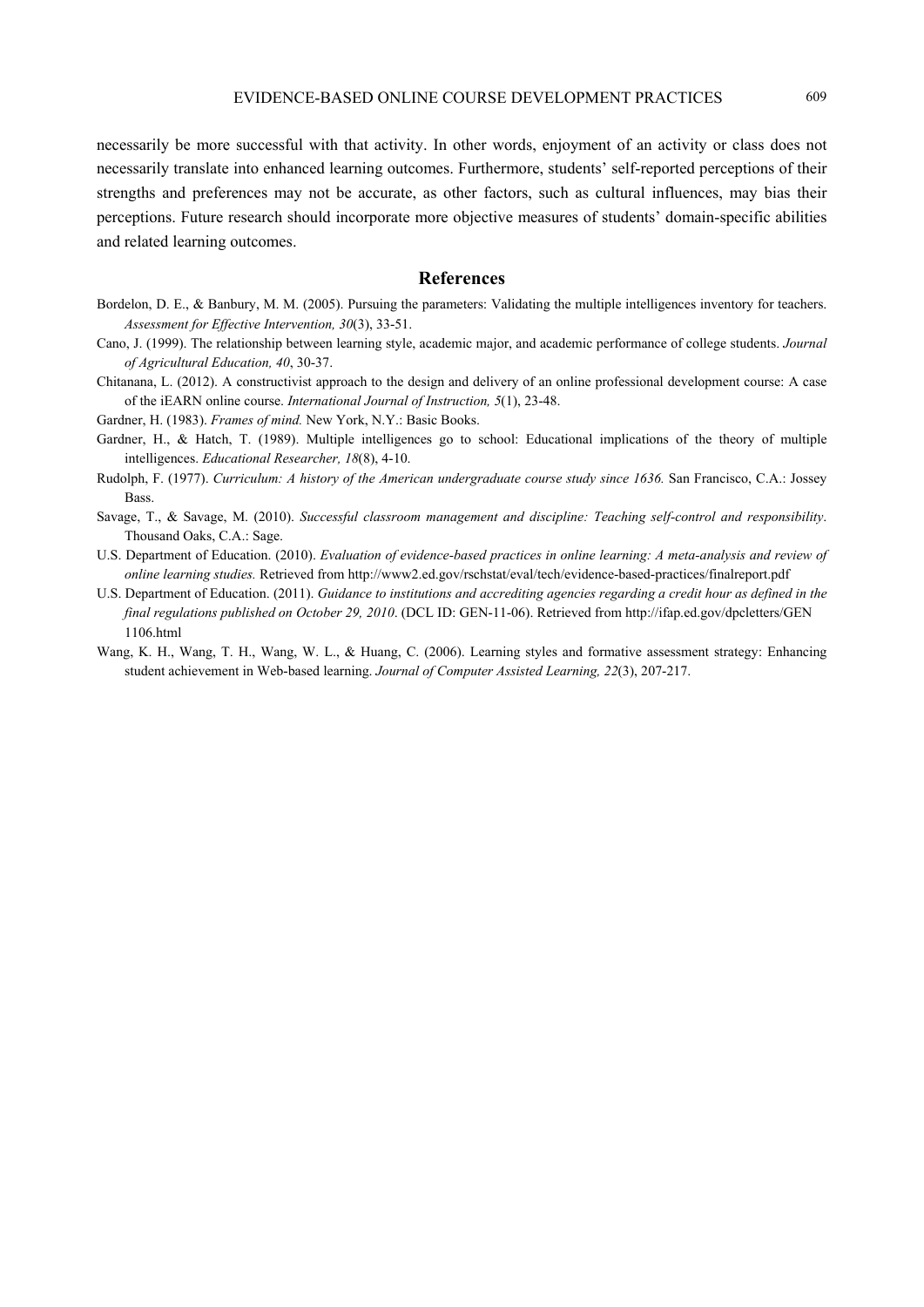necessarily be more successful with that activity. In other words, enjoyment of an activity or class does not necessarily translate into enhanced learning outcomes. Furthermore, students' self-reported perceptions of their strengths and preferences may not be accurate, as other factors, such as cultural influences, may bias their perceptions. Future research should incorporate more objective measures of students' domain-specific abilities and related learning outcomes.

## References

Bordelon, D. E., & Banbury, M. M. (2005). Pursuing the parameters: Validating the multiple intelligences inventory for teachers. *Assessment for Effective Intervention, 30*(3), 33-51.

Cano, J. (1999). The relationship between learning style, academic major, and academic performance of college students. *Journal of Agricultural Education, 40*, 30-37.

Chitanana, L. (2012). A constructivist approach to the design and delivery of an online professional development course: A case of the iEARN online course. *International Journal of Instruction, 5*(1), 23-48.

Gardner, H. (1983). *Frames of mind.* New York, N.Y.: Basic Books.

Gardner, H., & Hatch, T. (1989). Multiple intelligences go to school: Educational implications of the theory of multiple intelligences. *Educational Researcher, 18*(8), 4-10.

Rudolph, F. (1977). *Curriculum: A history of the American undergraduate course study since 1636.* San Francisco, C.A.: Jossey Bass.

Savage, T., & Savage, M. (2010). *Successful classroom management and discipline: Teaching self-control and responsibility*. Thousand Oaks, C.A.: Sage.

U.S. Department of Education. (2010). *Evaluation of evidence-based practices in online learning: A meta-analysis and review of online learning studies.* Retrieved from http://www2.ed.gov/rschstat/eval/tech/evidence-based-practices/finalreport.pdf

U.S. Department of Education. (2011). *Guidance to institutions and accrediting agencies regarding a credit hour as defined in the final regulations published on October 29, 2010*. (DCL ID: GEN-11-06). Retrieved from http://ifap.ed.gov/dpcletters/GEN 1106.html

Wang, K. H., Wang, T. H., Wang, W. L., & Huang, C. (2006). Learning styles and formative assessment strategy: Enhancing student achievement in Web-based learning. *Journal of Computer Assisted Learning, 22*(3), 207-217.